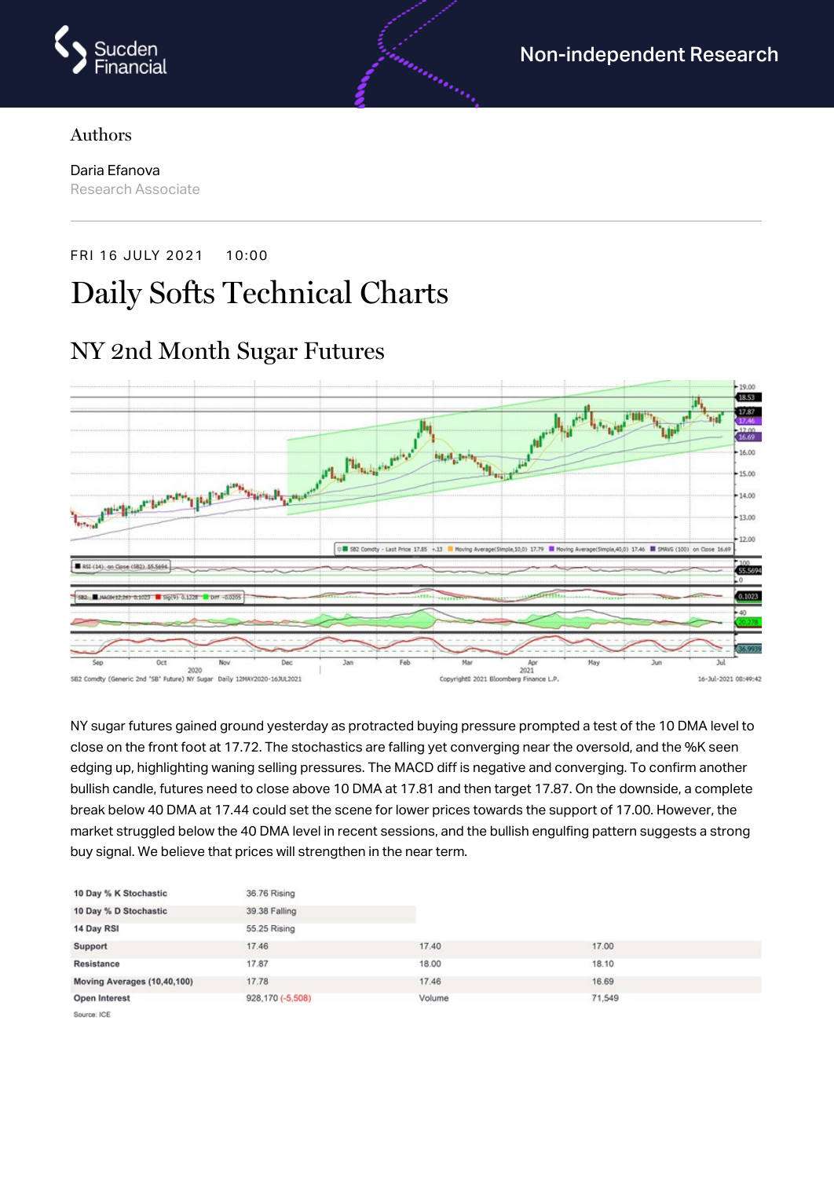Non-independent Research

Authors

Daria Efanova
Research Associate

FRI 16 JULY 2021 10:00

# Daily Softs Technical Charts

## NY 2nd Month Sugar Futures

NY sugar futures gained ground yesterday as protracted buying pressure prompted a test of the 10 DMA level to close on the front foot at 17.72. The stochastics are falling yet converging near the oversold, and the %K seen edging up, highlighting waning selling pressures. The MACD diff is negative and converging. To confirm another bullish candle, futures need to close above 10 DMA at 17.81 and then target 17.87. On the downside, a complete break below 40 DMA at 17.44 could set the scene for lower prices towards the support of 17.00. However, the market struggled below the 40 DMA level in recent sessions, and the bullish engulfing pattern suggests a strong buy signal. We believe that prices will strengthen in the near term.

| | | | |
|---|---|---|---|
| **10 Day % K Stochastic** | 36.76 Rising | | |
| **10 Day % D Stochastic** | 39.38 Falling | | |
| **14 Day RSI** | 55.25 Rising | | |
| **Support** | 17.46 | 17.40 | 17.00 |
| **Resistance** | 17.87 | 18.00 | 18.10 |
| **Moving Averages (10,40,100)** | 17.78 | 17.46 | 16.69 |
| **Open Interest** | 928,170 (-5,508) | Volume | 71,549 |

Source: ICE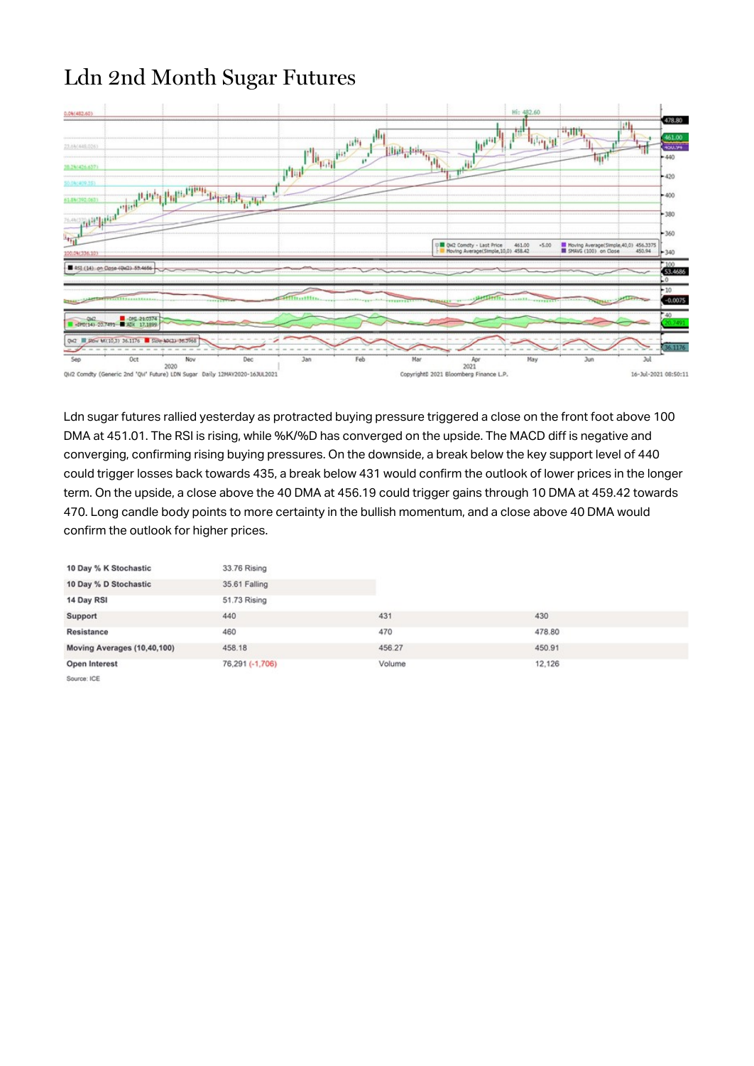# Ldn 2nd Month Sugar Futures

Ldn sugar futures rallied yesterday as protracted buying pressure triggered a close on the front foot above 100 DMA at 451.01. The RSI is rising, while %K/%D has converged on the upside. The MACD diff is negative and converging, confirming rising buying pressures. On the downside, a break below the key support level of 440 could trigger losses back towards 435, a break below 431 would confirm the outlook of lower prices in the longer term. On the upside, a close above the 40 DMA at 456.19 could trigger gains through 10 DMA at 459.42 towards 470. Long candle body points to more certainty in the bullish momentum, and a close above 40 DMA would confirm the outlook for higher prices.

| | | | |
|---|---|---|---|
| **10 Day % K Stochastic** | 33.76 Rising | | |
| **10 Day % D Stochastic** | 35.61 Falling | | |
| **14 Day RSI** | 51.73 Rising | | |
| **Support** | 440 | 431 | 430 |
| **Resistance** | 460 | 470 | 478.80 |
| **Moving Averages (10,40,100)** | 458.18 | 456.27 | 450.91 |
| **Open Interest** | 76,291 (-1,706) | Volume | 12,126 |

Source: ICE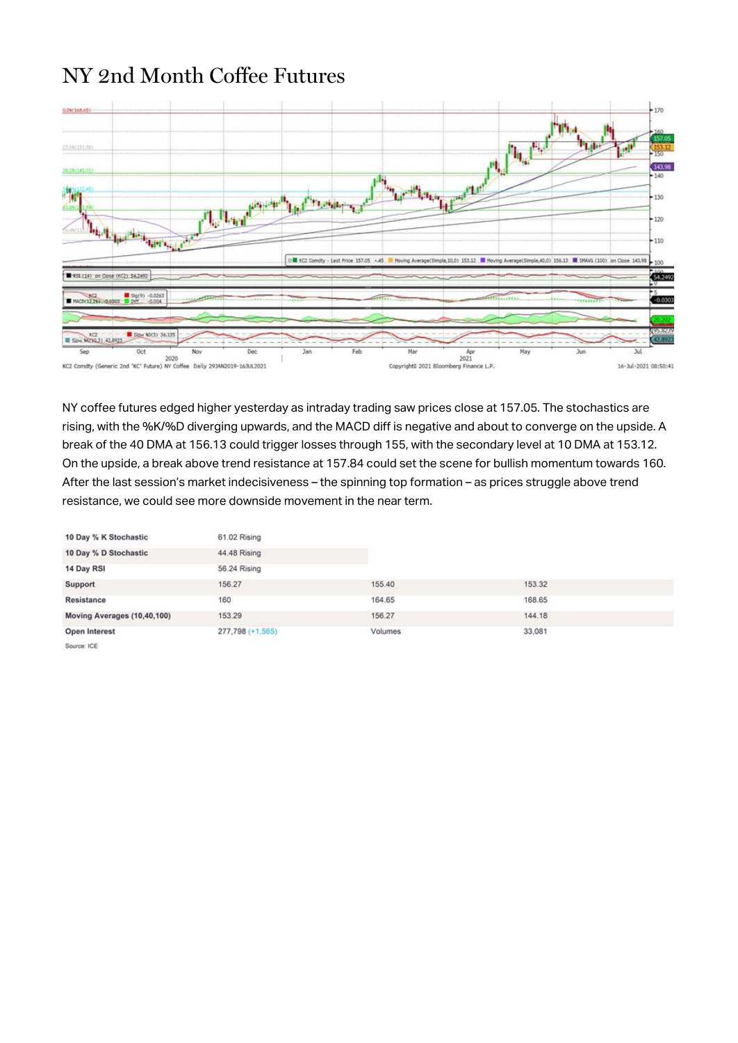# NY 2nd Month Coffee Futures

NY coffee futures edged higher yesterday as intraday trading saw prices close at 157.05. The stochastics are rising, with the %K/%D diverging upwards, and the MACD diff is negative and about to converge on the upside. A break of the 40 DMA at 156.13 could trigger losses through 155, with the secondary level at 10 DMA at 153.12. On the upside, a break above trend resistance at 157.84 could set the scene for bullish momentum towards 160. After the last session's market indecisiveness – the spinning top formation – as prices struggle above trend resistance, we could see more downside movement in the near term.

| | | | |
|---|---|---|---|
| 10 Day % K Stochastic | 61.02 Rising | | |
| 10 Day % D Stochastic | 44.48 Rising | | |
| 14 Day RSI | 56.24 Rising | | |
| Support | 156.27 | 155.40 | 153.32 |
| Resistance | 160 | 164.65 | 168.65 |
| Moving Averages (10,40,100) | 153.29 | 156.27 | 144.18 |
| Open Interest | 277,798 (+1,565) | Volumes | 33,081 |

Source: ICE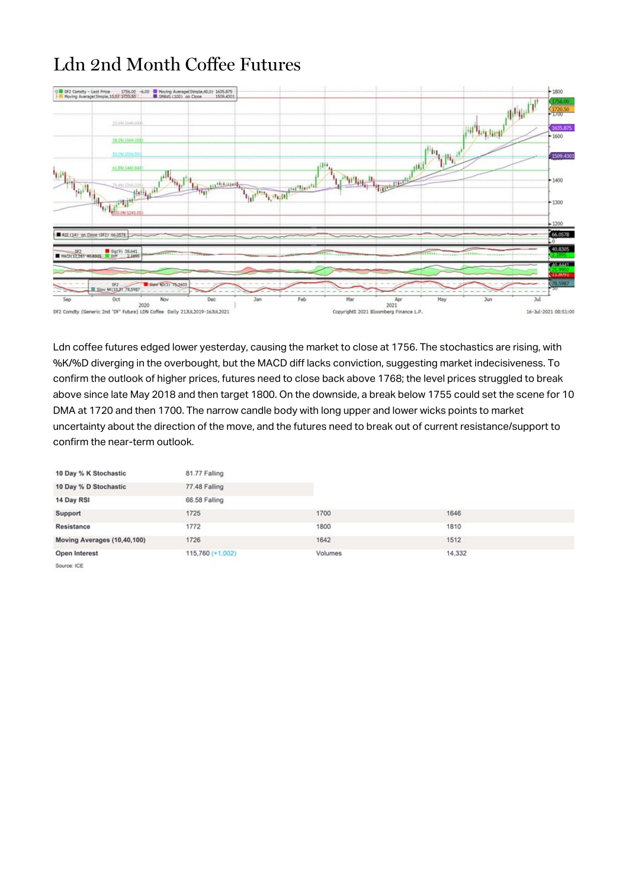# Ldn 2nd Month Coffee Futures

Ldn coffee futures edged lower yesterday, causing the market to close at 1756. The stochastics are rising, with %K/%D diverging in the overbought, but the MACD diff lacks conviction, suggesting market indecisiveness. To confirm the outlook of higher prices, futures need to close back above 1768; the level prices struggled to break above since late May 2018 and then target 1800. On the downside, a break below 1755 could set the scene for 10 DMA at 1720 and then 1700. The narrow candle body with long upper and lower wicks points to market uncertainty about the direction of the move, and the futures need to break out of current resistance/support to confirm the near-term outlook.

| | | | |
|---|---|---|---|
| 10 Day % K Stochastic | 81.77 Falling | | |
| 10 Day % D Stochastic | 77.48 Falling | | |
| 14 Day RSI | 66.58 Falling | | |
| Support | 1725 | 1700 | 1646 |
| Resistance | 1772 | 1800 | 1810 |
| Moving Averages (10,40,100) | 1726 | 1642 | 1512 |
| Open Interest | 115,760 (+1,002) | Volumes | 14,332 |

Source: ICE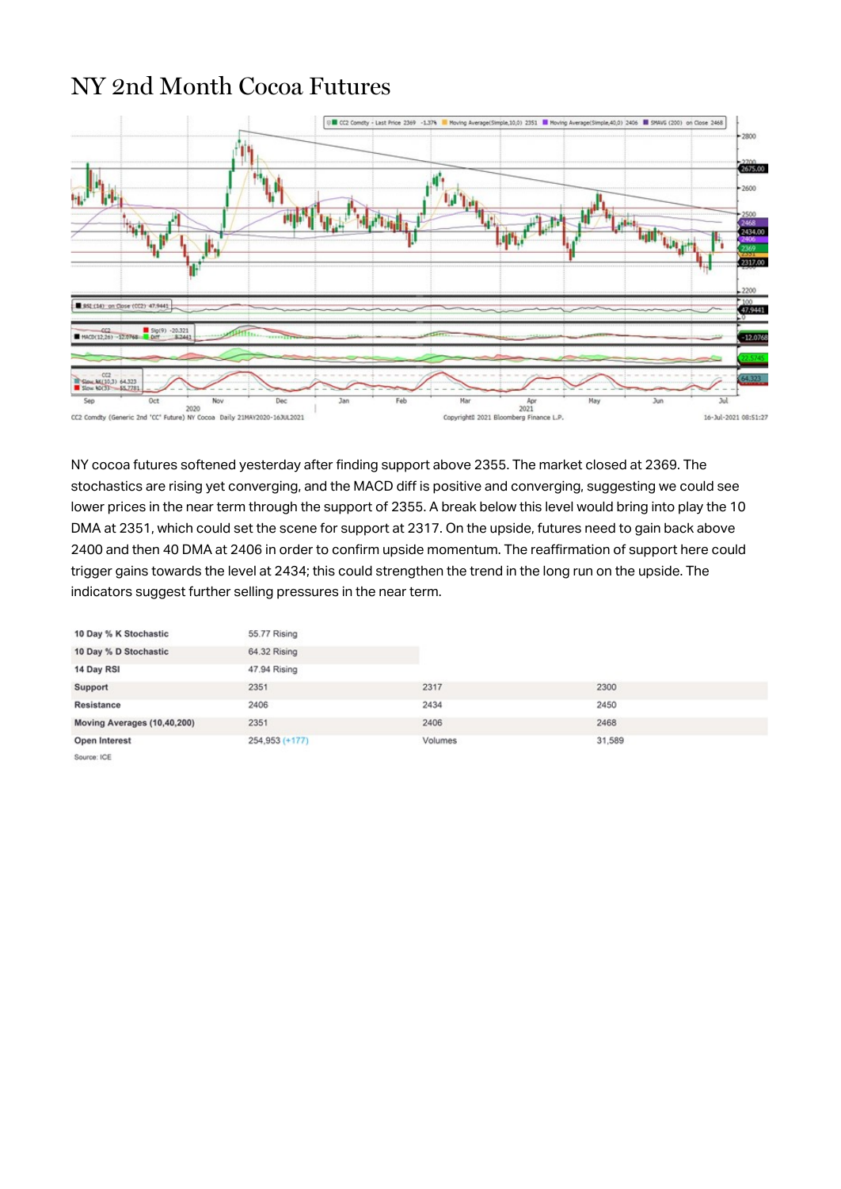# NY 2nd Month Cocoa Futures

NY cocoa futures softened yesterday after finding support above 2355. The market closed at 2369. The stochastics are rising yet converging, and the MACD diff is positive and converging, suggesting we could see lower prices in the near term through the support of 2355. A break below this level would bring into play the 10 DMA at 2351, which could set the scene for support at 2317. On the upside, futures need to gain back above 2400 and then 40 DMA at 2406 in order to confirm upside momentum. The reaffirmation of support here could trigger gains towards the level at 2434; this could strengthen the trend in the long run on the upside. The indicators suggest further selling pressures in the near term.

| | | | |
|---|---|---|---|
| **10 Day % K Stochastic** | 55.77 Rising | | |
| **10 Day % D Stochastic** | 64.32 Rising | | |
| **14 Day RSI** | 47.94 Rising | | |
| **Support** | 2351 | 2317 | 2300 |
| **Resistance** | 2406 | 2434 | 2450 |
| **Moving Averages (10,40,200)** | 2351 | 2406 | 2468 |
| **Open Interest** | 254,953 (+177) | Volumes | 31,589 |

Source: ICE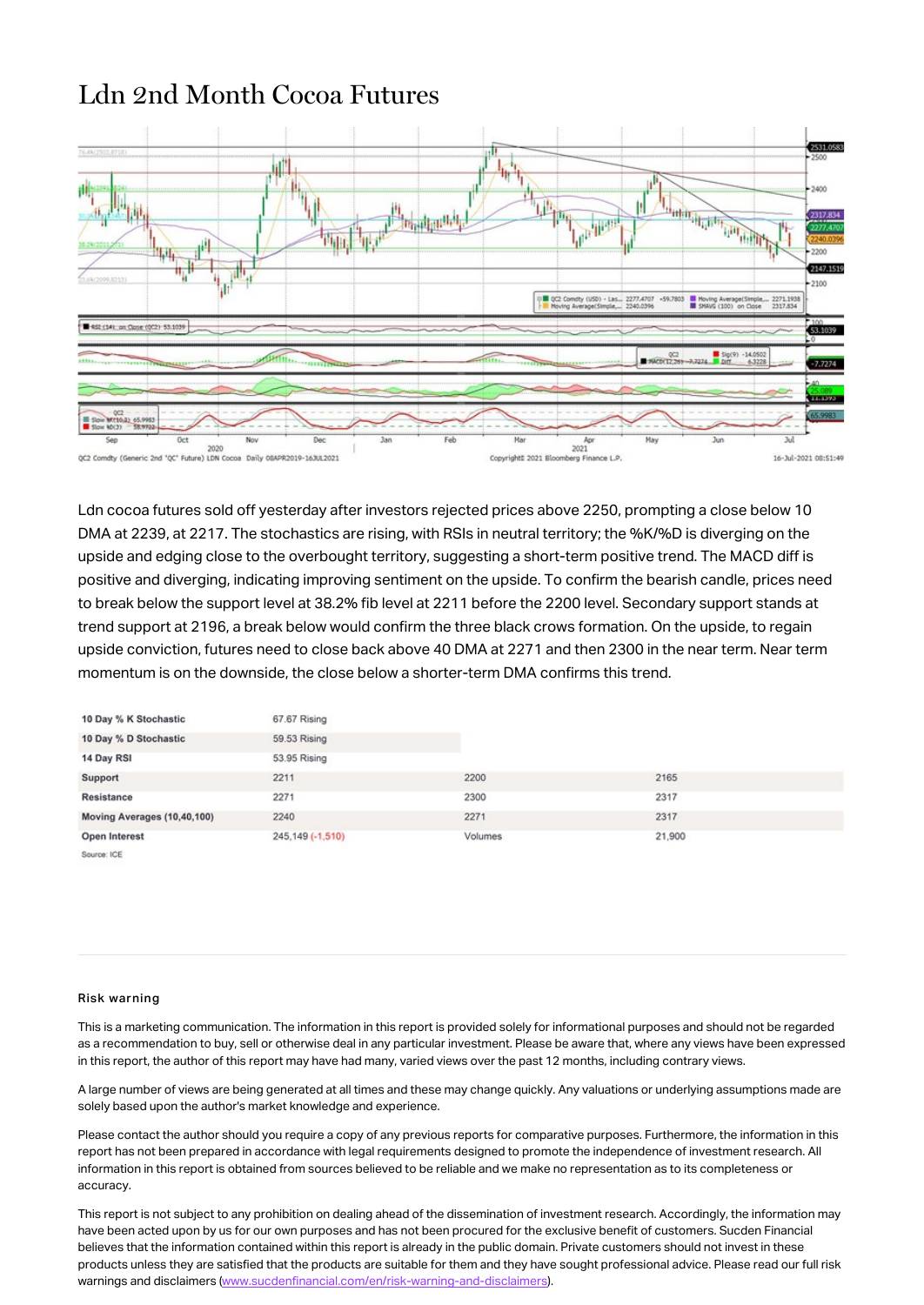# Ldn 2nd Month Cocoa Futures

QC2 Comdty (Generic 2nd 'QC' Future) LDN Cocoa Daily 08APR2019-16JUL2021

Copyright© 2021 Bloomberg Finance L.P.

16-Jul-2021 08:51:49

Ldn cocoa futures sold off yesterday after investors rejected prices above 2250, prompting a close below 10 DMA at 2239, at 2217. The stochastics are rising, with RSIs in neutral territory; the %K/%D is diverging on the upside and edging close to the overbought territory, suggesting a short-term positive trend. The MACD diff is positive and diverging, indicating improving sentiment on the upside. To confirm the bearish candle, prices need to break below the support level at 38.2% fib level at 2211 before the 2200 level. Secondary support stands at trend support at 2196, a break below would confirm the three black crows formation. On the upside, to regain upside conviction, futures need to close back above 40 DMA at 2271 and then 2300 in the near term. Near term momentum is on the downside, the close below a shorter-term DMA confirms this trend.

| | | | |
|---|---|---|---|
| 10 Day % K Stochastic | 67.67 Rising | | |
| 10 Day % D Stochastic | 59.53 Rising | | |
| 14 Day RSI | 53.95 Rising | | |
| Support | 2211 | 2200 | 2165 |
| Resistance | 2271 | 2300 | 2317 |
| Moving Averages (10,40,100) | 2240 | 2271 | 2317 |
| Open Interest | 245,149 (-1,510) | Volumes | 21,900 |

Source: ICE

#### Risk warning

This is a marketing communication. The information in this report is provided solely for informational purposes and should not be regarded as a recommendation to buy, sell or otherwise deal in any particular investment. Please be aware that, where any views have been expressed in this report, the author of this report may have had many, varied views over the past 12 months, including contrary views.

A large number of views are being generated at all times and these may change quickly. Any valuations or underlying assumptions made are solely based upon the author's market knowledge and experience.

Please contact the author should you require a copy of any previous reports for comparative purposes. Furthermore, the information in this report has not been prepared in accordance with legal requirements designed to promote the independence of investment research. All information in this report is obtained from sources believed to be reliable and we make no representation as to its completeness or accuracy.

This report is not subject to any prohibition on dealing ahead of the dissemination of investment research. Accordingly, the information may have been acted upon by us for our own purposes and has not been procured for the exclusive benefit of customers. Sucden Financial believes that the information within this report is already in the public domain. Private customers should not invest in these products unless they are satisfied that the products are suitable for them and they have sought professional advice. Please read our full risk warnings and disclaimers (www.sucdenfinancial.com/en/risk-warning-and-disclaimers).